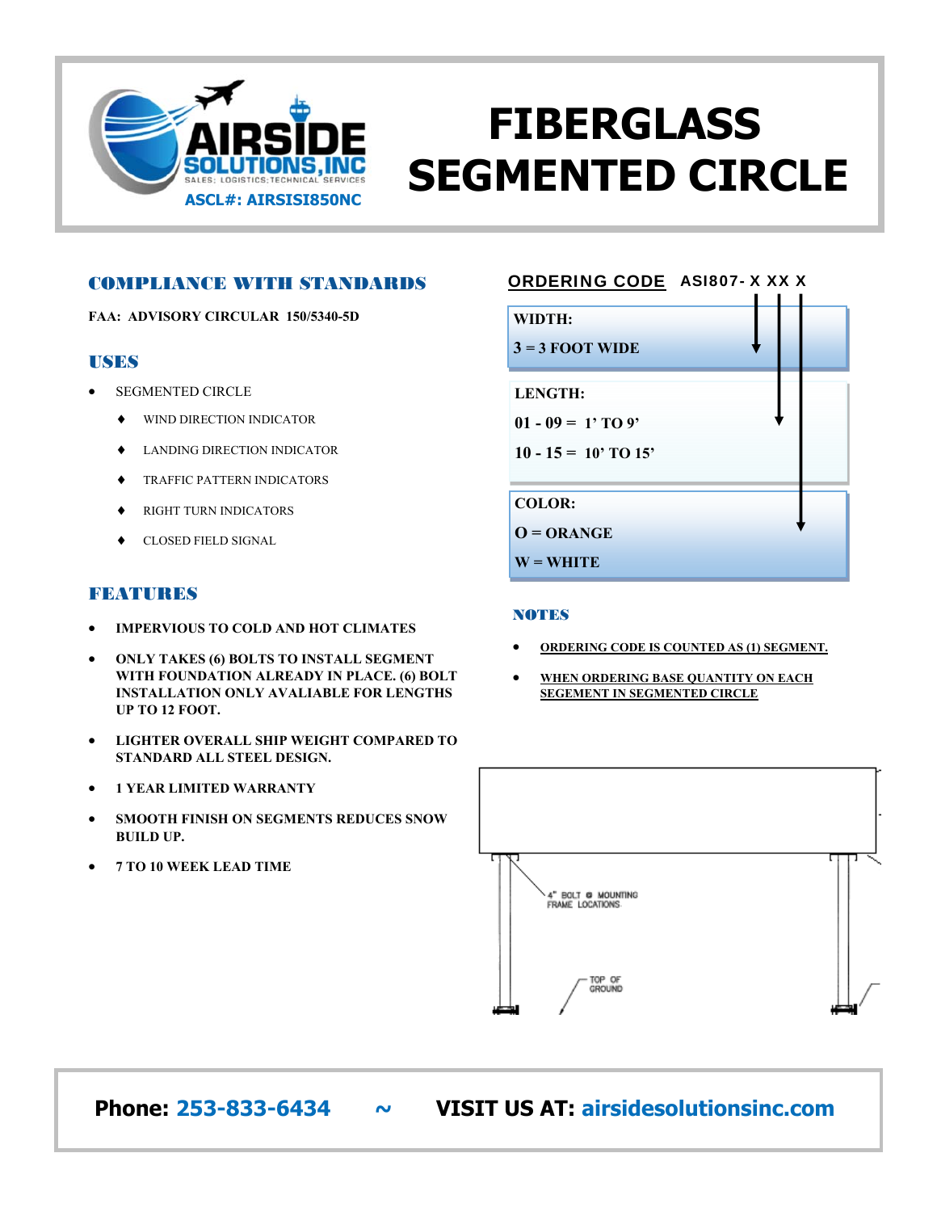AIRSIDE SOLUTIONS, INC

SALES; LOGISTICS; TECHNICAL SERVICES

ASCL#: AIRSISI850NC

# FIBERGLASS SEGMENTED CIRCLE

## COMPLIANCE WITH STANDARDS

**FAA: ADVISORY CIRCULAR 150/5340-5D**

## USES

- SEGMENTED CIRCLE
  - WIND DIRECTION INDICATOR
  - LANDING DIRECTION INDICATOR
  - TRAFFIC PATTERN INDICATORS
  - RIGHT TURN INDICATORS
  - CLOSED FIELD SIGNAL

## FEATURES

- **IMPERVIOUS TO COLD AND HOT CLIMATES**
- **ONLY TAKES (6) BOLTS TO INSTALL SEGMENT WITH FOUNDATION ALREADY IN PLACE. (6) BOLT INSTALLATION ONLY AVALIABLE FOR LENGTHS UP TO 12 FOOT.**
- **LIGHTER OVERALL SHIP WEIGHT COMPARED TO STANDARD ALL STEEL DESIGN.**
- **1 YEAR LIMITED WARRANTY**
- **SMOOTH FINISH ON SEGMENTS REDUCES SNOW BUILD UP.**
- **7 TO 10 WEEK LEAD TIME**

## ORDERING CODE ASI807- X XX X

**WIDTH:**

**3 = 3 FOOT WIDE**

**LENGTH:**

**01 - 09 = 1' TO 9'**

**10 - 15 = 10' TO 15'**

**COLOR:**

**O = ORANGE**

**W = WHITE**

## NOTES

- **ORDERING CODE IS COUNTED AS (1) SEGMENT.**
- **WHEN ORDERING BASE QUANTITY ON EACH SEGEMENT IN SEGMENTED CIRCLE**

4" BOLT @ MOUNTING FRAME LOCATIONS

TOP OF GROUND

**Phone: 253-833-6434 ~ VISIT US AT: airsidesolutionsinc.com**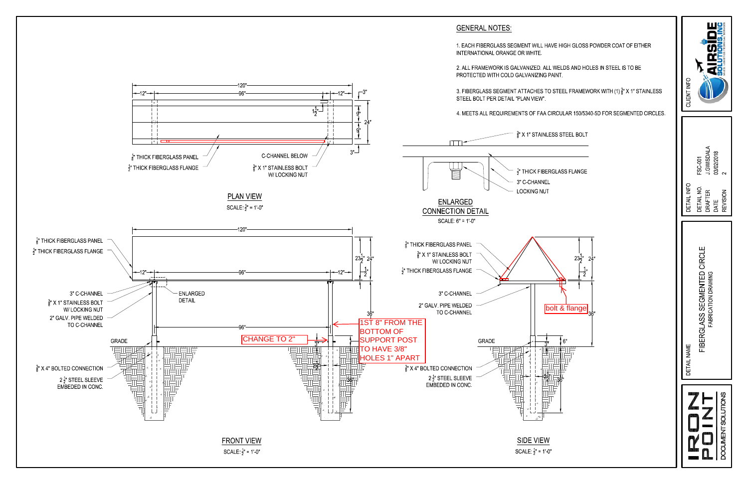## GENERAL NOTES:

1. EACH FIBERGLASS SEGMENT WILL HAVE HIGH GLOSS POWDER COAT OF EITHER INTERNATIONAL ORANGE OR WHITE.

2. ALL FRAMEWORK IS GALVANIZED. ALL WELDS AND HOLES IN STEEL IS TO BE PROTECTED WITH COLD GALVANIZING PAINT.

3. FIBERGLASS SEGMENT ATTACHES TO STEEL FRAMEWORK WITH (1) $\frac{3}{8}$" X 1" STAINLESS STEEL BOLT PER DETAIL "PLAN VIEW".

4. MEETS ALL REQUIREMENTS OF FAA CIRCULAR 150/5340-5D FOR SEGMENTED CIRCLES.

### PLAN VIEW

SCALE: $\frac{1}{2}$" = 1'-0"

120"; 12"; 96"; 12"; 3"; $1\frac{1}{2}$"; 9"; 9"; 24"; 3"

$\frac{1}{8}$" THICK FIBERGLASS PANEL

$\frac{1}{2}$" THICK FIBERGLASS FLANGE

C-CHANNEL BELOW

$\frac{3}{8}$" X 1" STAINLESS BOLT W/ LOCKING NUT

### ENLARGED CONNECTION DETAIL

SCALE: 6" = 1'-0"

$\frac{3}{8}$" X 1" STAINLESS STEEL BOLT

$\frac{1}{2}$" THICK FIBERGLASS FLANGE

3" C-CHANNEL

LOCKING NUT

### FRONT VIEW

SCALE: $\frac{1}{2}$" = 1'-0"

120"; $23\frac{1}{2}$"; 24"; 12"; 96"; 12"; $\frac{1}{2}$"; 36"; 96"; 3"; 12"; 36"

$\frac{1}{8}$" THICK FIBERGLASS PANEL

$\frac{1}{2}$" THICK FIBERGLASS FLANGE

3" C-CHANNEL

$\frac{3}{8}$" X 1" STAINLESS BOLT W/ LOCKING NUT

2" GALV. PIPE WELDED TO C-CHANNEL

ENLARGED DETAIL

GRADE

$\frac{3}{8}$" X 4" BOLTED CONNECTION

$2\frac{1}{2}$" STEEL SLEEVE EMBEDED IN CONC.

CHANGE TO 2"

1ST 8" FROM THE BOTTOM OF SUPPORT POST TO HAVE 3/8" HOLES 1" APART

### SIDE VIEW

SCALE: $\frac{1}{2}$" = 1'-0"

$23\frac{1}{2}$"; 24"; $\frac{1}{2}$"; 36"; 6"; 3"; 12"; 36"

$\frac{1}{8}$" THICK FIBERGLASS PANEL

$\frac{3}{8}$" X 1" STAINLESS BOLT W/ LOCKING NUT

$\frac{1}{2}$" THICK FIBERGLASS FLANGE

3" C-CHANNEL

2" GALV. PIPE WELDED TO C-CHANNEL

GRADE

$\frac{3}{8}$" X 4" BOLTED CONNECTION

$2\frac{1}{2}$" STEEL SLEEVE EMBEDED IN CONC.

bolt & flange

---

CLIENT INFO: AIRSIDE SOLUTIONS, INC

| DETAIL INFO | |
|---|---|
| DETAIL NO. | FSC-001 |
| DRAFTER | J.GWISDALA |
| DATE | 03/02/2018 |
| REVISION | 2 |

DETAIL NAME: FIBERGLASS SEGMENTED CIRCLE — FABRICATION DRAWING

IRON POINT DOCUMENT SOLUTIONS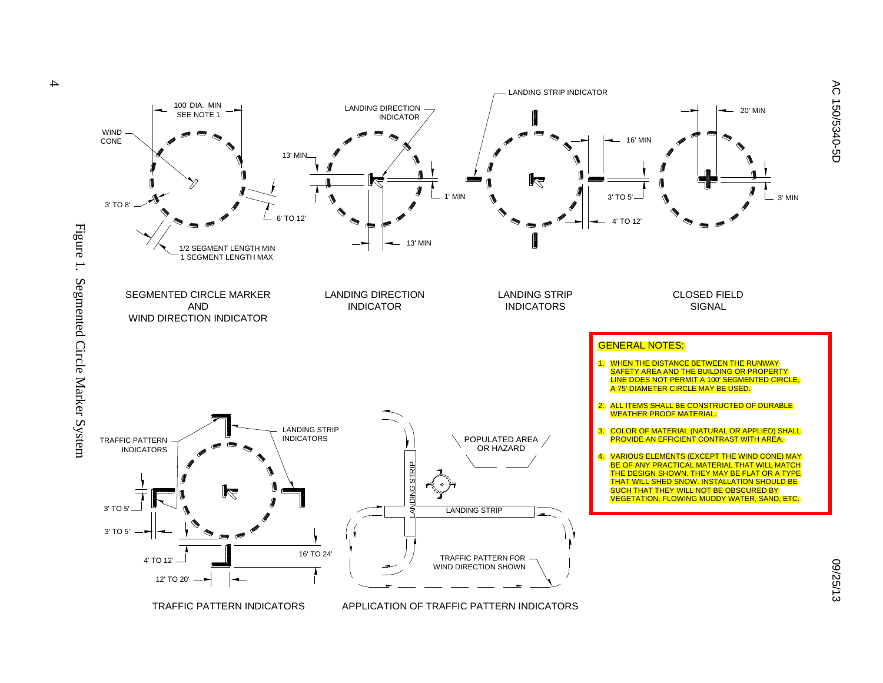SEGMENTED CIRCLE MARKER AND WIND DIRECTION INDICATOR

100' DIA. MIN SEE NOTE 1

WIND CONE

3' TO 8'

6' TO 12'

1/2 SEGMENT LENGTH MIN 1 SEGMENT LENGTH MAX

LANDING DIRECTION INDICATOR

LANDING DIRECTION INDICATOR

13' MIN

1' MIN

13' MIN

LANDING STRIP INDICATORS

LANDING STRIP INDICATOR

16' MIN

3' TO 5'

4' TO 12'

CLOSED FIELD SIGNAL

20' MIN

3' MIN

TRAFFIC PATTERN INDICATORS

TRAFFIC PATTERN INDICATORS

LANDING STRIP INDICATORS

3' TO 5'

3' TO 5'

4' TO 12'

16' TO 24'

12' TO 20'

APPLICATION OF TRAFFIC PATTERN INDICATORS

POPULATED AREA OR HAZARD

LANDING STRIP

LANDING STRIP

TRAFFIC PATTERN FOR WIND DIRECTION SHOWN

## GENERAL NOTES:

1. WHEN THE DISTANCE BETWEEN THE RUNWAY SAFETY AREA AND THE BUILDING OR PROPERTY LINE DOES NOT PERMIT A 100' SEGMENTED CIRCLE, A 75' DIAMETER CIRCLE MAY BE USED.
2. ALL ITEMS SHALL BE CONSTRUCTED OF DURABLE WEATHER PROOF MATERIAL.
3. COLOR OF MATERIAL (NATURAL OR APPLIED) SHALL PROVIDE AN EFFICIENT CONTRAST WITH AREA.
4. VARIOUS ELEMENTS (EXCEPT THE WIND CONE) MAY BE OF ANY PRACTICAL MATERIAL THAT WILL MATCH THE DESIGN SHOWN. THEY MAY BE FLAT OR A TYPE THAT WILL SHED SNOW. INSTALLATION SHOULD BE SUCH THAT THEY WILL NOT BE OBSCURED BY VEGETATION, FLOWING MUDDY WATER, SAND, ETC.

Figure 1. Segmented Circle Marker System